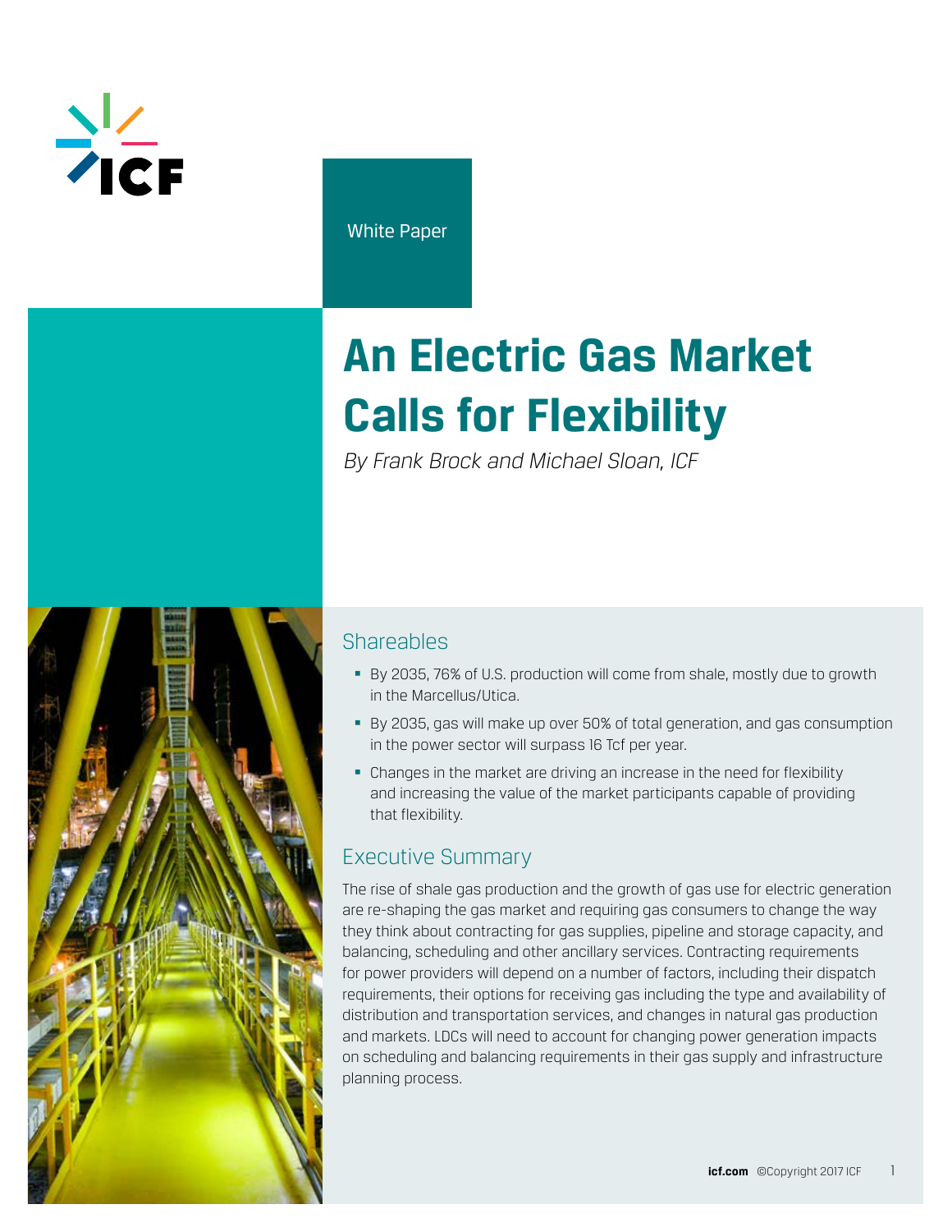White Paper

# An Electric Gas Market Calls for Flexibility

*By Frank Brock and Michael Sloan, ICF*

## Shareables

- By 2035, 76% of U.S. production will come from shale, mostly due to growth in the Marcellus/Utica.
- By 2035, gas will make up over 50% of total generation, and gas consumption in the power sector will surpass 16 Tcf per year.
- Changes in the market are driving an increase in the need for flexibility and increasing the value of the market participants capable of providing that flexibility.

## Executive Summary

The rise of shale gas production and the growth of gas use for electric generation are re-shaping the gas market and requiring gas consumers to change the way they think about contracting for gas supplies, pipeline and storage capacity, and balancing, scheduling and other ancillary services. Contracting requirements for power providers will depend on a number of factors, including their dispatch requirements, their options for receiving gas including the type and availability of distribution and transportation services, and changes in natural gas production and markets. LDCs will need to account for changing power generation impacts on scheduling and balancing requirements in their gas supply and infrastructure planning process.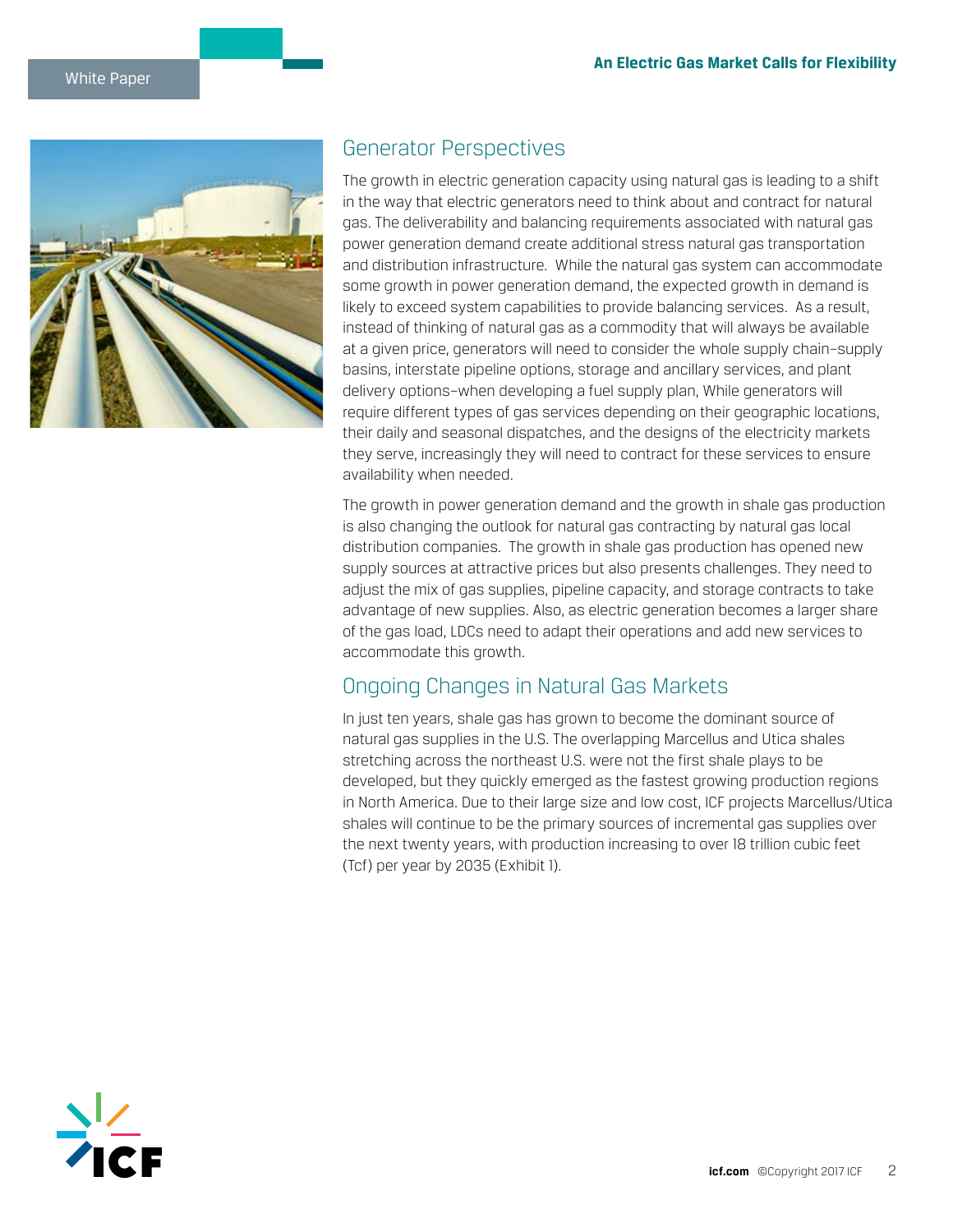## Generator Perspectives

The growth in electric generation capacity using natural gas is leading to a shift in the way that electric generators need to think about and contract for natural gas. The deliverability and balancing requirements associated with natural gas power generation demand create additional stress natural gas transportation and distribution infrastructure. While the natural gas system can accommodate some growth in power generation demand, the expected growth in demand is likely to exceed system capabilities to provide balancing services. As a result, instead of thinking of natural gas as a commodity that will always be available at a given price, generators will need to consider the whole supply chain–supply basins, interstate pipeline options, storage and ancillary services, and plant delivery options–when developing a fuel supply plan, While generators will require different types of gas services depending on their geographic locations, their daily and seasonal dispatches, and the designs of the electricity markets they serve, increasingly they will need to contract for these services to ensure availability when needed.

The growth in power generation demand and the growth in shale gas production is also changing the outlook for natural gas contracting by natural gas local distribution companies. The growth in shale gas production has opened new supply sources at attractive prices but also presents challenges. They need to adjust the mix of gas supplies, pipeline capacity, and storage contracts to take advantage of new supplies. Also, as electric generation becomes a larger share of the gas load, LDCs need to adapt their operations and add new services to accommodate this growth.

## Ongoing Changes in Natural Gas Markets

In just ten years, shale gas has grown to become the dominant source of natural gas supplies in the U.S. The overlapping Marcellus and Utica shales stretching across the northeast U.S. were not the first shale plays to be developed, but they quickly emerged as the fastest growing production regions in North America. Due to their large size and low cost, ICF projects Marcellus/Utica shales will continue to be the primary sources of incremental gas supplies over the next twenty years, with production increasing to over 18 trillion cubic feet (Tcf) per year by 2035 (Exhibit 1).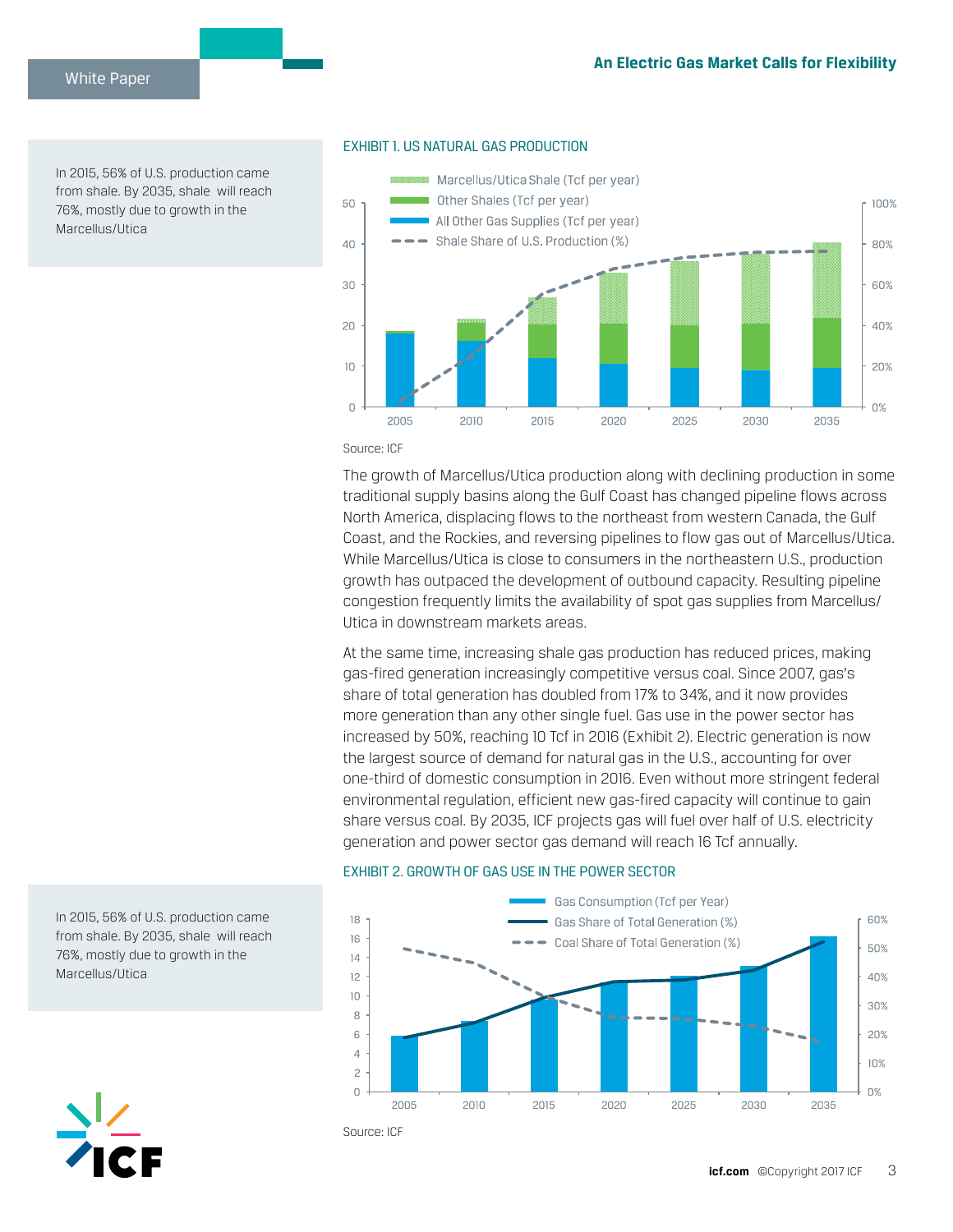In 2015, 56% of U.S. production came from shale. By 2035, shale will reach 76%, mostly due to growth in the Marcellus/Utica

EXHIBIT 1. US NATURAL GAS PRODUCTION

Source: ICF

The growth of Marcellus/Utica production along with declining production in some traditional supply basins along the Gulf Coast has changed pipeline flows across North America, displacing flows to the northeast from western Canada, the Gulf Coast, and the Rockies, and reversing pipelines to flow gas out of Marcellus/Utica. While Marcellus/Utica is close to consumers in the northeastern U.S., production growth has outpaced the development of outbound capacity. Resulting pipeline congestion frequently limits the availability of spot gas supplies from Marcellus/Utica in downstream markets areas.

At the same time, increasing shale gas production has reduced prices, making gas-fired generation increasingly competitive versus coal. Since 2007, gas's share of total generation has doubled from 17% to 34%, and it now provides more generation than any other single fuel. Gas use in the power sector has increased by 50%, reaching 10 Tcf in 2016 (Exhibit 2). Electric generation is now the largest source of demand for natural gas in the U.S., accounting for over one-third of domestic consumption in 2016. Even without more stringent federal environmental regulation, efficient new gas-fired capacity will continue to gain share versus coal. By 2035, ICF projects gas will fuel over half of U.S. electricity generation and power sector gas demand will reach 16 Tcf annually.

In 2015, 56% of U.S. production came from shale. By 2035, shale will reach 76%, mostly due to growth in the Marcellus/Utica

EXHIBIT 2. GROWTH OF GAS USE IN THE POWER SECTOR

Source: ICF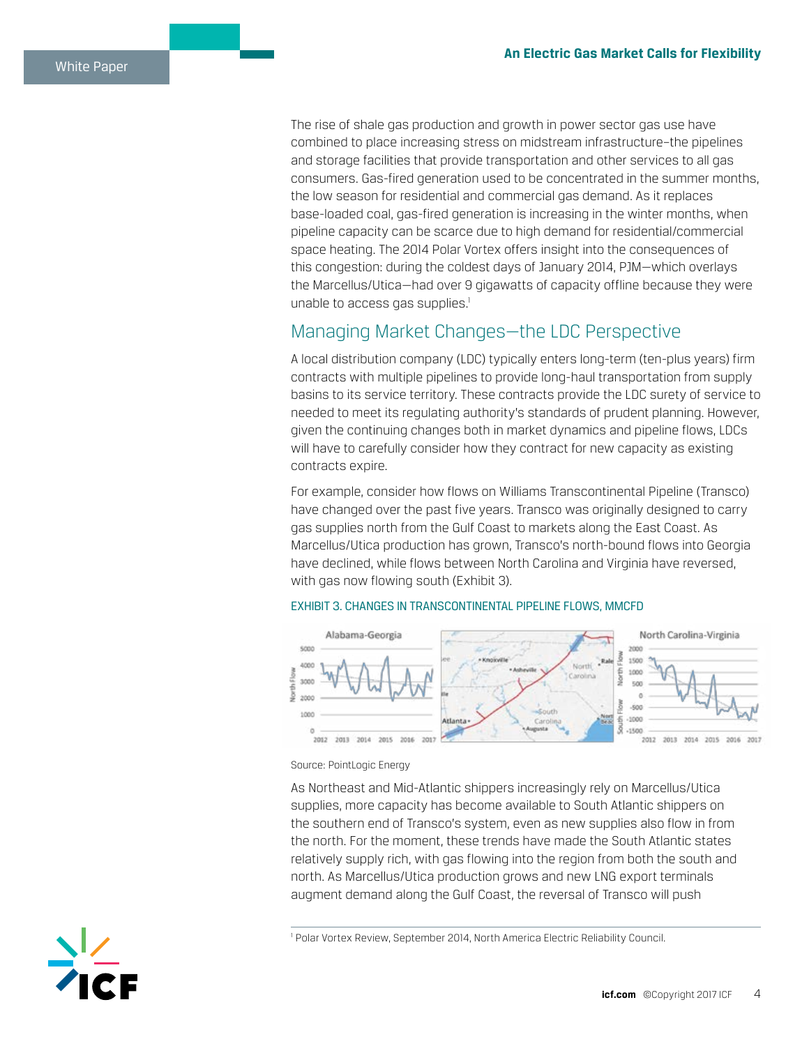The rise of shale gas production and growth in power sector gas use have combined to place increasing stress on midstream infrastructure–the pipelines and storage facilities that provide transportation and other services to all gas consumers. Gas-fired generation used to be concentrated in the summer months, the low season for residential and commercial gas demand. As it replaces base-loaded coal, gas-fired generation is increasing in the winter months, when pipeline capacity can be scarce due to high demand for residential/commercial space heating. The 2014 Polar Vortex offers insight into the consequences of this congestion: during the coldest days of January 2014, PJM—which overlays the Marcellus/Utica—had over 9 gigawatts of capacity offline because they were unable to access gas supplies.[1]

## Managing Market Changes—the LDC Perspective

A local distribution company (LDC) typically enters long-term (ten-plus years) firm contracts with multiple pipelines to provide long-haul transportation from supply basins to its service territory. These contracts provide the LDC surety of service to needed to meet its regulating authority's standards of prudent planning. However, given the continuing changes both in market dynamics and pipeline flows, LDCs will have to carefully consider how they contract for new capacity as existing contracts expire.

For example, consider how flows on Williams Transcontinental Pipeline (Transco) have changed over the past five years. Transco was originally designed to carry gas supplies north from the Gulf Coast to markets along the East Coast. As Marcellus/Utica production has grown, Transco's north-bound flows into Georgia have declined, while flows between North Carolina and Virginia have reversed, with gas now flowing south (Exhibit 3).

EXHIBIT 3. CHANGES IN TRANSCONTINENTAL PIPELINE FLOWS, MMCFD

Source: PointLogic Energy

As Northeast and Mid-Atlantic shippers increasingly rely on Marcellus/Utica supplies, more capacity has become available to South Atlantic shippers on the southern end of Transco's system, even as new supplies also flow in from the north. For the moment, these trends have made the South Atlantic states relatively supply rich, with gas flowing into the region from both the south and north. As Marcellus/Utica production grows and new LNG export terminals augment demand along the Gulf Coast, the reversal of Transco will push

[1] Polar Vortex Review, September 2014, North America Electric Reliability Council.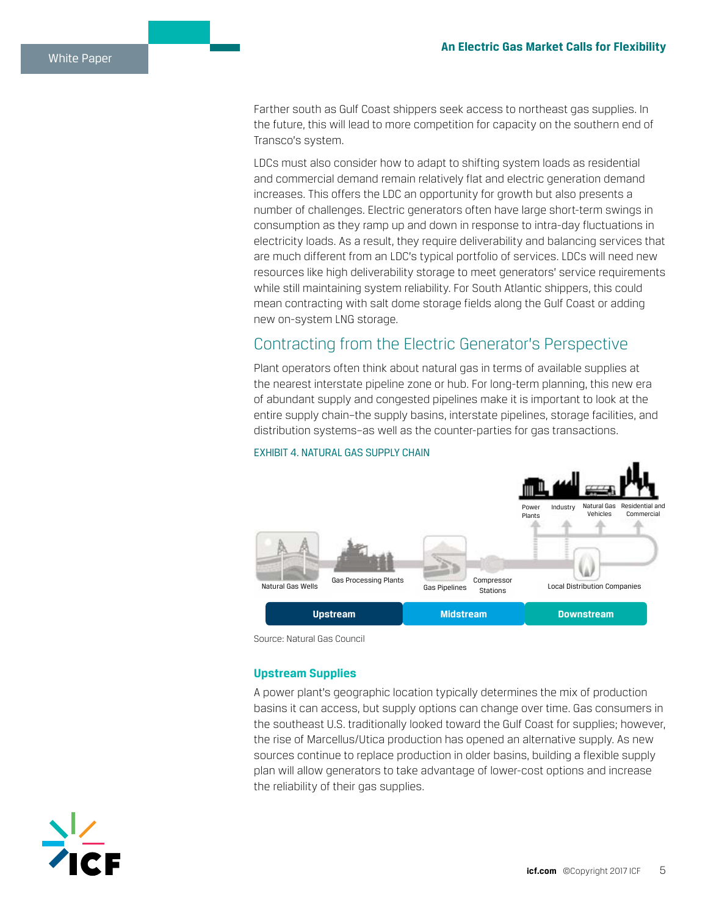Farther south as Gulf Coast shippers seek access to northeast gas supplies. In the future, this will lead to more competition for capacity on the southern end of Transco's system.

LDCs must also consider how to adapt to shifting system loads as residential and commercial demand remain relatively flat and electric generation demand increases. This offers the LDC an opportunity for growth but also presents a number of challenges. Electric generators often have large short-term swings in consumption as they ramp up and down in response to intra-day fluctuations in electricity loads. As a result, they require deliverability and balancing services that are much different from an LDC's typical portfolio of services. LDCs will need new resources like high deliverability storage to meet generators' service requirements while still maintaining system reliability. For South Atlantic shippers, this could mean contracting with salt dome storage fields along the Gulf Coast or adding new on-system LNG storage.

## Contracting from the Electric Generator's Perspective

Plant operators often think about natural gas in terms of available supplies at the nearest interstate pipeline zone or hub. For long-term planning, this new era of abundant supply and congested pipelines make it is important to look at the entire supply chain–the supply basins, interstate pipelines, storage facilities, and distribution systems–as well as the counter-parties for gas transactions.

EXHIBIT 4. NATURAL GAS SUPPLY CHAIN

Natural Gas Wells | Gas Processing Plants | Gas Pipelines | Compressor Stations | Local Distribution Companies | Power Plants | Industry | Natural Gas Vehicles | Residential and Commercial

Upstream | Midstream | Downstream

Source: Natural Gas Council

### Upstream Supplies

A power plant's geographic location typically determines the mix of production basins it can access, but supply options can change over time. Gas consumers in the southeast U.S. traditionally looked toward the Gulf Coast for supplies; however, the rise of Marcellus/Utica production has opened an alternative supply. As new sources continue to replace production in older basins, building a flexible supply plan will allow generators to take advantage of lower-cost options and increase the reliability of their gas supplies.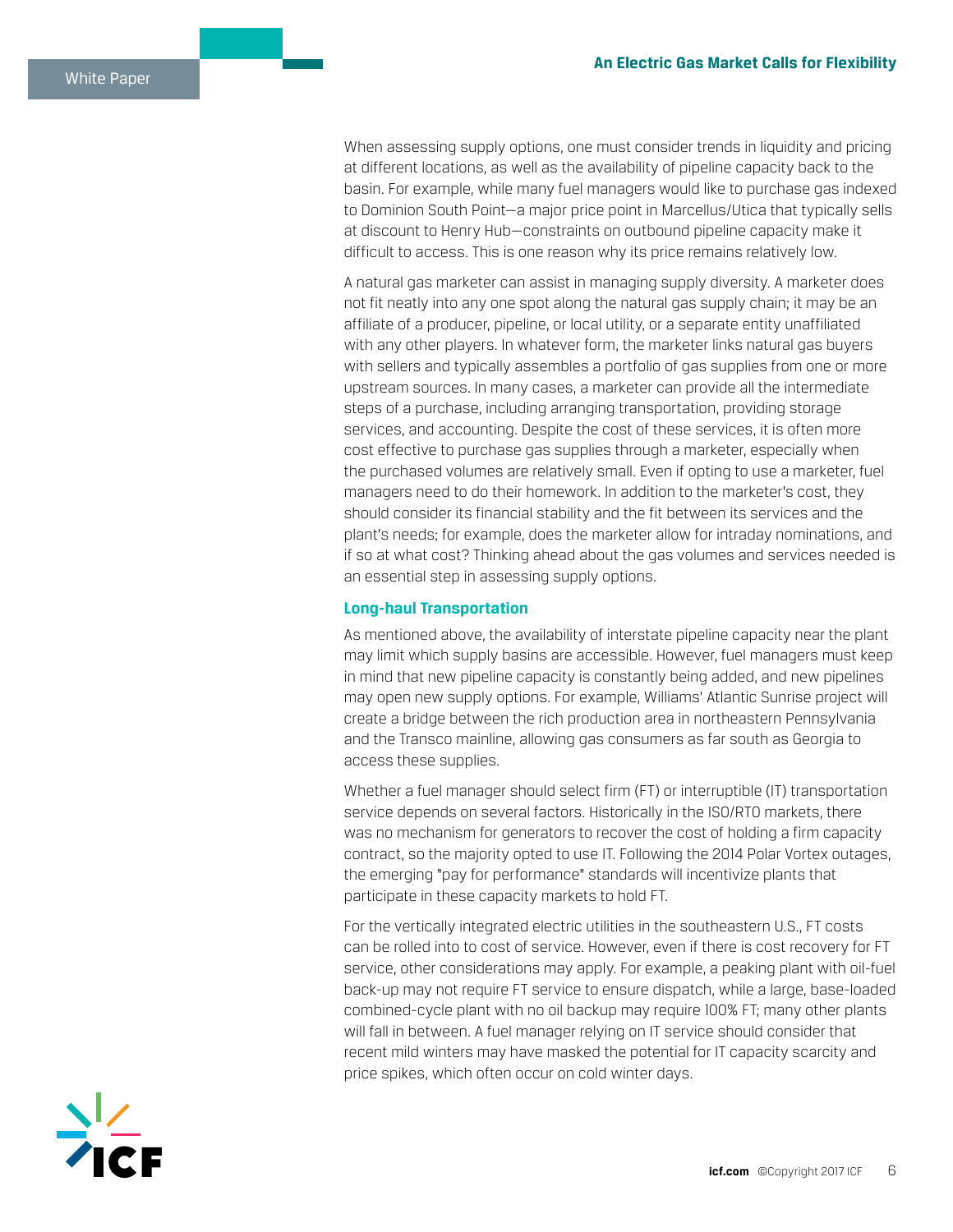When assessing supply options, one must consider trends in liquidity and pricing at different locations, as well as the availability of pipeline capacity back to the basin. For example, while many fuel managers would like to purchase gas indexed to Dominion South Point—a major price point in Marcellus/Utica that typically sells at discount to Henry Hub—constraints on outbound pipeline capacity make it difficult to access. This is one reason why its price remains relatively low.

A natural gas marketer can assist in managing supply diversity. A marketer does not fit neatly into any one spot along the natural gas supply chain; it may be an affiliate of a producer, pipeline, or local utility, or a separate entity unaffiliated with any other players. In whatever form, the marketer links natural gas buyers with sellers and typically assembles a portfolio of gas supplies from one or more upstream sources. In many cases, a marketer can provide all the intermediate steps of a purchase, including arranging transportation, providing storage services, and accounting. Despite the cost of these services, it is often more cost effective to purchase gas supplies through a marketer, especially when the purchased volumes are relatively small. Even if opting to use a marketer, fuel managers need to do their homework. In addition to the marketer's cost, they should consider its financial stability and the fit between its services and the plant's needs; for example, does the marketer allow for intraday nominations, and if so at what cost? Thinking ahead about the gas volumes and services needed is an essential step in assessing supply options.

### Long-haul Transportation

As mentioned above, the availability of interstate pipeline capacity near the plant may limit which supply basins are accessible. However, fuel managers must keep in mind that new pipeline capacity is constantly being added, and new pipelines may open new supply options. For example, Williams' Atlantic Sunrise project will create a bridge between the rich production area in northeastern Pennsylvania and the Transco mainline, allowing gas consumers as far south as Georgia to access these supplies.

Whether a fuel manager should select firm (FT) or interruptible (IT) transportation service depends on several factors. Historically in the ISO/RTO markets, there was no mechanism for generators to recover the cost of holding a firm capacity contract, so the majority opted to use IT. Following the 2014 Polar Vortex outages, the emerging "pay for performance" standards will incentivize plants that participate in these capacity markets to hold FT.

For the vertically integrated electric utilities in the southeastern U.S., FT costs can be rolled into to cost of service. However, even if there is cost recovery for FT service, other considerations may apply. For example, a peaking plant with oil-fuel back-up may not require FT service to ensure dispatch, while a large, base-loaded combined-cycle plant with no oil backup may require 100% FT; many other plants will fall in between. A fuel manager relying on IT service should consider that recent mild winters may have masked the potential for IT capacity scarcity and price spikes, which often occur on cold winter days.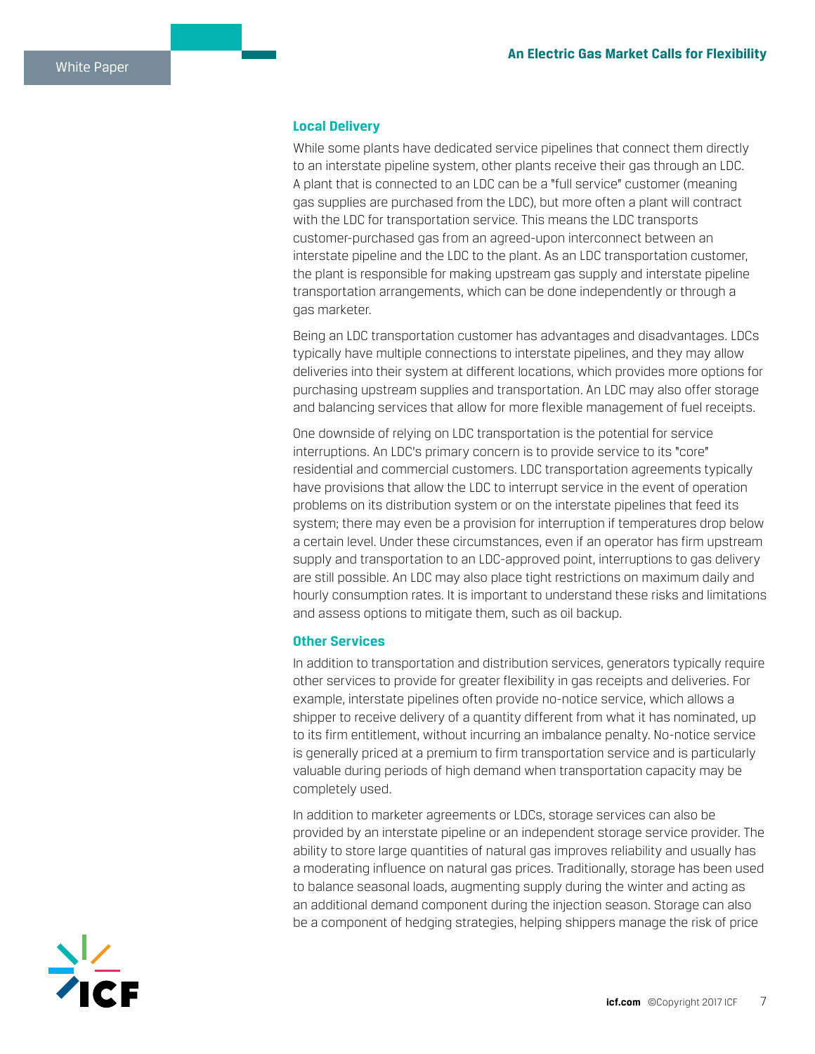### Local Delivery

While some plants have dedicated service pipelines that connect them directly to an interstate pipeline system, other plants receive their gas through an LDC. A plant that is connected to an LDC can be a "full service" customer (meaning gas supplies are purchased from the LDC), but more often a plant will contract with the LDC for transportation service. This means the LDC transports customer-purchased gas from an agreed-upon interconnect between an interstate pipeline and the LDC to the plant. As an LDC transportation customer, the plant is responsible for making upstream gas supply and interstate pipeline transportation arrangements, which can be done independently or through a gas marketer.

Being an LDC transportation customer has advantages and disadvantages. LDCs typically have multiple connections to interstate pipelines, and they may allow deliveries into their system at different locations, which provides more options for purchasing upstream supplies and transportation. An LDC may also offer storage and balancing services that allow for more flexible management of fuel receipts.

One downside of relying on LDC transportation is the potential for service interruptions. An LDC's primary concern is to provide service to its "core" residential and commercial customers. LDC transportation agreements typically have provisions that allow the LDC to interrupt service in the event of operation problems on its distribution system or on the interstate pipelines that feed its system; there may even be a provision for interruption if temperatures drop below a certain level. Under these circumstances, even if an operator has firm upstream supply and transportation to an LDC-approved point, interruptions to gas delivery are still possible. An LDC may also place tight restrictions on maximum daily and hourly consumption rates. It is important to understand these risks and limitations and assess options to mitigate them, such as oil backup.

### Other Services

In addition to transportation and distribution services, generators typically require other services to provide for greater flexibility in gas receipts and deliveries. For example, interstate pipelines often provide no-notice service, which allows a shipper to receive delivery of a quantity different from what it has nominated, up to its firm entitlement, without incurring an imbalance penalty. No-notice service is generally priced at a premium to firm transportation service and is particularly valuable during periods of high demand when transportation capacity may be completely used.

In addition to marketer agreements or LDCs, storage services can also be provided by an interstate pipeline or an independent storage service provider. The ability to store large quantities of natural gas improves reliability and usually has a moderating influence on natural gas prices. Traditionally, storage has been used to balance seasonal loads, augmenting supply during the winter and acting as an additional demand component during the injection season. Storage can also be a component of hedging strategies, helping shippers manage the risk of price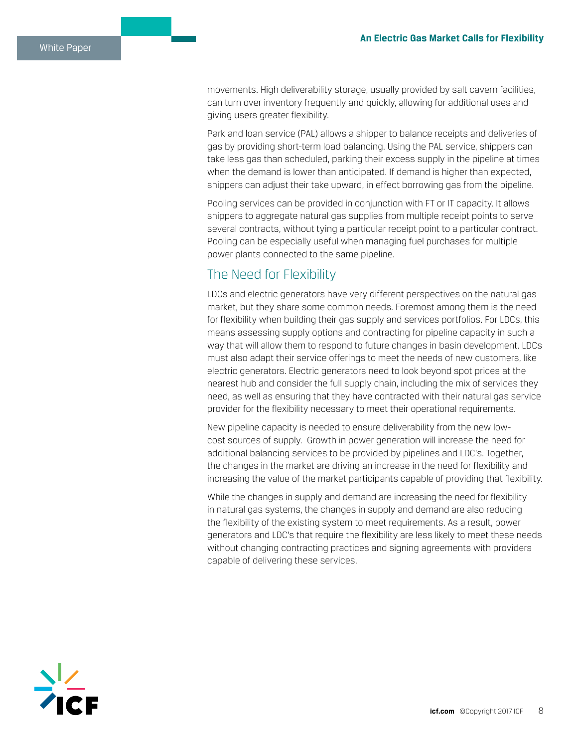movements. High deliverability storage, usually provided by salt cavern facilities, can turn over inventory frequently and quickly, allowing for additional uses and giving users greater flexibility.

Park and loan service (PAL) allows a shipper to balance receipts and deliveries of gas by providing short-term load balancing. Using the PAL service, shippers can take less gas than scheduled, parking their excess supply in the pipeline at times when the demand is lower than anticipated. If demand is higher than expected, shippers can adjust their take upward, in effect borrowing gas from the pipeline.

Pooling services can be provided in conjunction with FT or IT capacity. It allows shippers to aggregate natural gas supplies from multiple receipt points to serve several contracts, without tying a particular receipt point to a particular contract. Pooling can be especially useful when managing fuel purchases for multiple power plants connected to the same pipeline.

## The Need for Flexibility

LDCs and electric generators have very different perspectives on the natural gas market, but they share some common needs. Foremost among them is the need for flexibility when building their gas supply and services portfolios. For LDCs, this means assessing supply options and contracting for pipeline capacity in such a way that will allow them to respond to future changes in basin development. LDCs must also adapt their service offerings to meet the needs of new customers, like electric generators. Electric generators need to look beyond spot prices at the nearest hub and consider the full supply chain, including the mix of services they need, as well as ensuring that they have contracted with their natural gas service provider for the flexibility necessary to meet their operational requirements.

New pipeline capacity is needed to ensure deliverability from the new low-cost sources of supply. Growth in power generation will increase the need for additional balancing services to be provided by pipelines and LDC's. Together, the changes in the market are driving an increase in the need for flexibility and increasing the value of the market participants capable of providing that flexibility.

While the changes in supply and demand are increasing the need for flexibility in natural gas systems, the changes in supply and demand are also reducing the flexibility of the existing system to meet requirements. As a result, power generators and LDC's that require the flexibility are less likely to meet these needs without changing contracting practices and signing agreements with providers capable of delivering these services.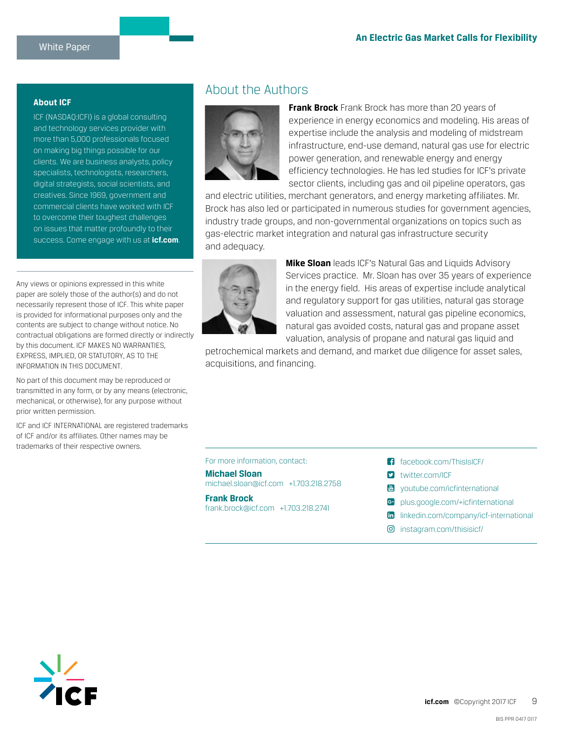### About ICF

ICF (NASDAQ:ICFI) is a global consulting and technology services provider with more than 5,000 professionals focused on making big things possible for our clients. We are business analysts, policy specialists, technologists, researchers, digital strategists, social scientists, and creatives. Since 1969, government and commercial clients have worked with ICF to overcome their toughest challenges on issues that matter profoundly to their success. Come engage with us at **icf.com**.

Any views or opinions expressed in this white paper are solely those of the author(s) and do not necessarily represent those of ICF. This white paper is provided for informational purposes only and the contents are subject to change without notice. No contractual obligations are formed directly or indirectly by this document. ICF MAKES NO WARRANTIES, EXPRESS, IMPLIED, OR STATUTORY, AS TO THE INFORMATION IN THIS DOCUMENT.

No part of this document may be reproduced or transmitted in any form, or by any means (electronic, mechanical, or otherwise), for any purpose without prior written permission.

ICF and ICF INTERNATIONAL are registered trademarks of ICF and/or its affiliates. Other names may be trademarks of their respective owners.

## About the Authors

**Frank Brock** Frank Brock has more than 20 years of experience in energy economics and modeling. His areas of expertise include the analysis and modeling of midstream infrastructure, end-use demand, natural gas use for electric power generation, and renewable energy and energy efficiency technologies. He has led studies for ICF's private sector clients, including gas and oil pipeline operators, gas and electric utilities, merchant generators, and energy marketing affiliates. Mr. Brock has also led or participated in numerous studies for government agencies, industry trade groups, and non-governmental organizations on topics such as gas-electric market integration and natural gas infrastructure security and adequacy.

**Mike Sloan** leads ICF's Natural Gas and Liquids Advisory Services practice. Mr. Sloan has over 35 years of experience in the energy field. His areas of expertise include analytical and regulatory support for gas utilities, natural gas storage valuation and assessment, natural gas pipeline economics, natural gas avoided costs, natural gas and propane asset valuation, analysis of propane and natural gas liquid and petrochemical markets and demand, and market due diligence for asset sales, acquisitions, and financing.

For more information, contact:

**Michael Sloan**
michael.sloan@icf.com +1.703.218.2758

**Frank Brock**
frank.brock@icf.com +1.703.218.2741

- facebook.com/ThisIsICF/
- twitter.com/ICF
- youtube.com/icfinternational
- plus.google.com/+icfinternational
- linkedin.com/company/icf-international
- instagram.com/thisisicf/

**icf.com** ©Copyright 2017 ICF

BIS PPR 0417 0117